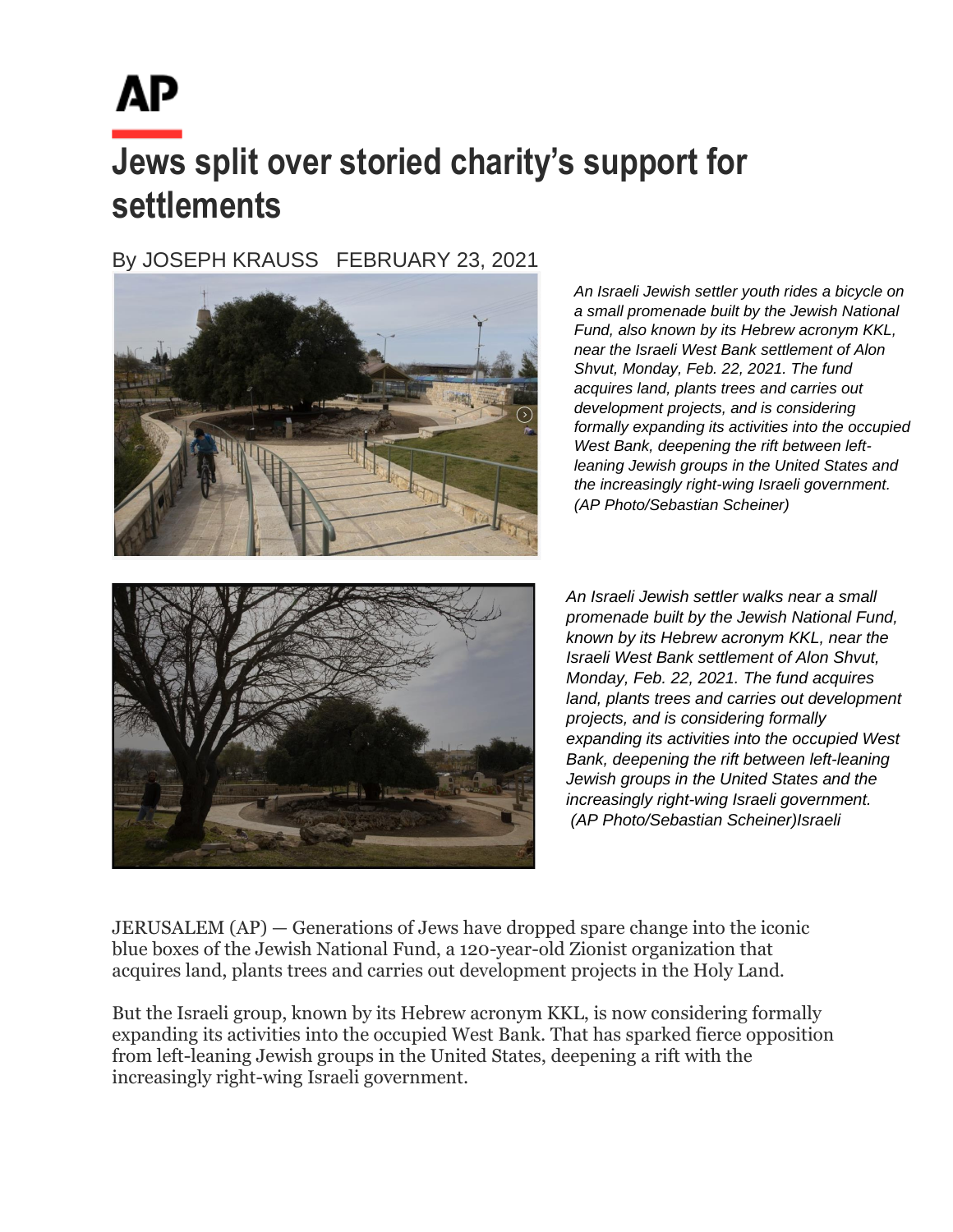AP

# Jews split over storied charity's support for settlements

By JOSEPH KRAUSS FEBRUARY 23, 2021

*An Israeli Jewish settler youth rides a bicycle on a small promenade built by the Jewish National Fund, also known by its Hebrew acronym KKL, near the Israeli West Bank settlement of Alon Shvut, Monday, Feb. 22, 2021. The fund acquires land, plants trees and carries out development projects, and is considering formally expanding its activities into the occupied West Bank, deepening the rift between left-leaning Jewish groups in the United States and the increasingly right-wing Israeli government. (AP Photo/Sebastian Scheiner)*

*An Israeli Jewish settler walks near a small promenade built by the Jewish National Fund, known by its Hebrew acronym KKL, near the Israeli West Bank settlement of Alon Shvut, Monday, Feb. 22, 2021. The fund acquires land, plants trees and carries out development projects, and is considering formally expanding its activities into the occupied West Bank, deepening the rift between left-leaning Jewish groups in the United States and the increasingly right-wing Israeli government. (AP Photo/Sebastian Scheiner)Israeli*

JERUSALEM (AP) — Generations of Jews have dropped spare change into the iconic blue boxes of the Jewish National Fund, a 120-year-old Zionist organization that acquires land, plants trees and carries out development projects in the Holy Land.

But the Israeli group, known by its Hebrew acronym KKL, is now considering formally expanding its activities into the occupied West Bank. That has sparked fierce opposition from left-leaning Jewish groups in the United States, deepening a rift with the increasingly right-wing Israeli government.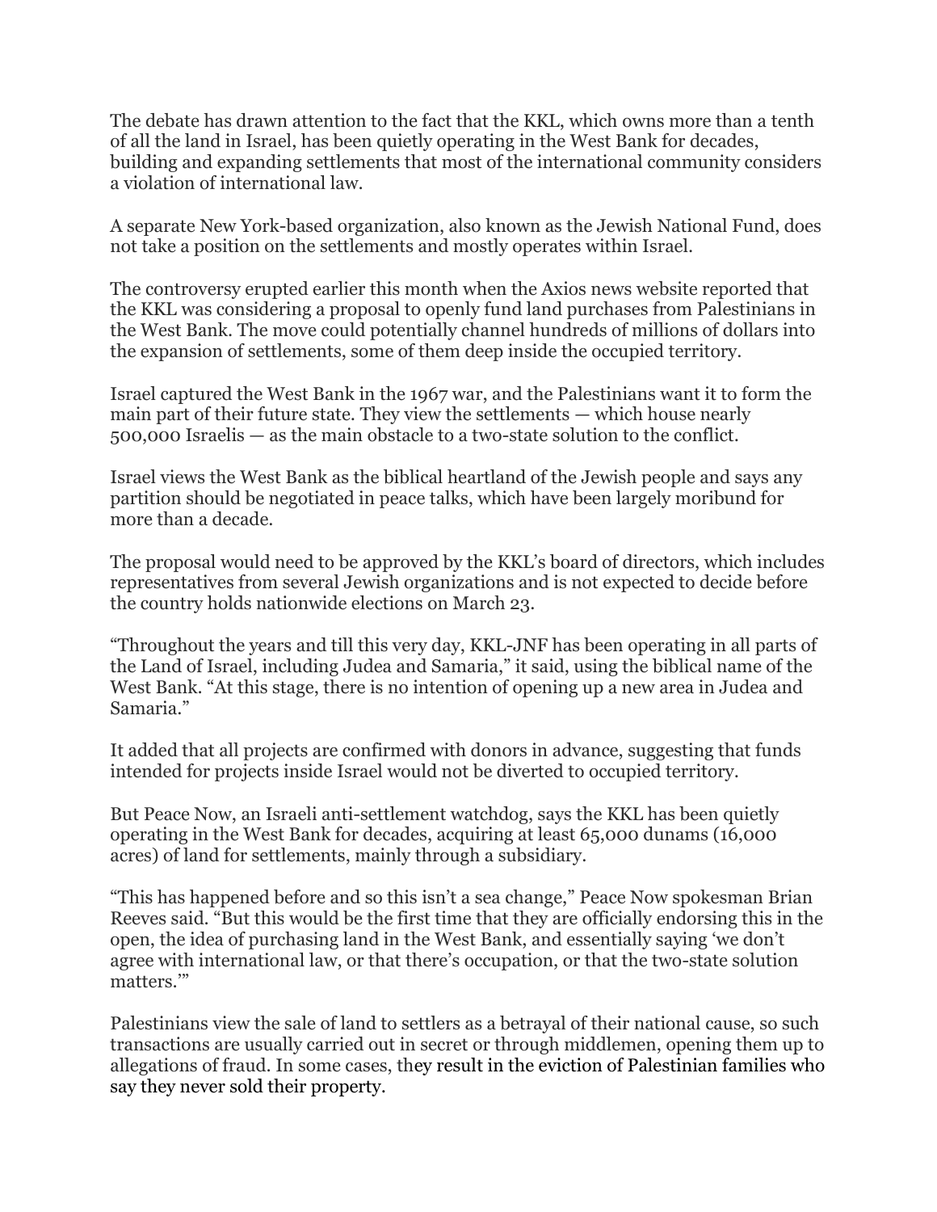The debate has drawn attention to the fact that the KKL, which owns more than a tenth of all the land in Israel, has been quietly operating in the West Bank for decades, building and expanding settlements that most of the international community considers a violation of international law.

A separate New York-based organization, also known as the Jewish National Fund, does not take a position on the settlements and mostly operates within Israel.

The controversy erupted earlier this month when the Axios news website reported that the KKL was considering a proposal to openly fund land purchases from Palestinians in the West Bank. The move could potentially channel hundreds of millions of dollars into the expansion of settlements, some of them deep inside the occupied territory.

Israel captured the West Bank in the 1967 war, and the Palestinians want it to form the main part of their future state. They view the settlements — which house nearly 500,000 Israelis — as the main obstacle to a two-state solution to the conflict.

Israel views the West Bank as the biblical heartland of the Jewish people and says any partition should be negotiated in peace talks, which have been largely moribund for more than a decade.

The proposal would need to be approved by the KKL's board of directors, which includes representatives from several Jewish organizations and is not expected to decide before the country holds nationwide elections on March 23.

"Throughout the years and till this very day, KKL-JNF has been operating in all parts of the Land of Israel, including Judea and Samaria," it said, using the biblical name of the West Bank. "At this stage, there is no intention of opening up a new area in Judea and Samaria."

It added that all projects are confirmed with donors in advance, suggesting that funds intended for projects inside Israel would not be diverted to occupied territory.

But Peace Now, an Israeli anti-settlement watchdog, says the KKL has been quietly operating in the West Bank for decades, acquiring at least 65,000 dunams (16,000 acres) of land for settlements, mainly through a subsidiary.

"This has happened before and so this isn't a sea change," Peace Now spokesman Brian Reeves said. "But this would be the first time that they are officially endorsing this in the open, the idea of purchasing land in the West Bank, and essentially saying 'we don't agree with international law, or that there's occupation, or that the two-state solution matters.'"

Palestinians view the sale of land to settlers as a betrayal of their national cause, so such transactions are usually carried out in secret or through middlemen, opening them up to allegations of fraud. In some cases, they result in the eviction of Palestinian families who say they never sold their property.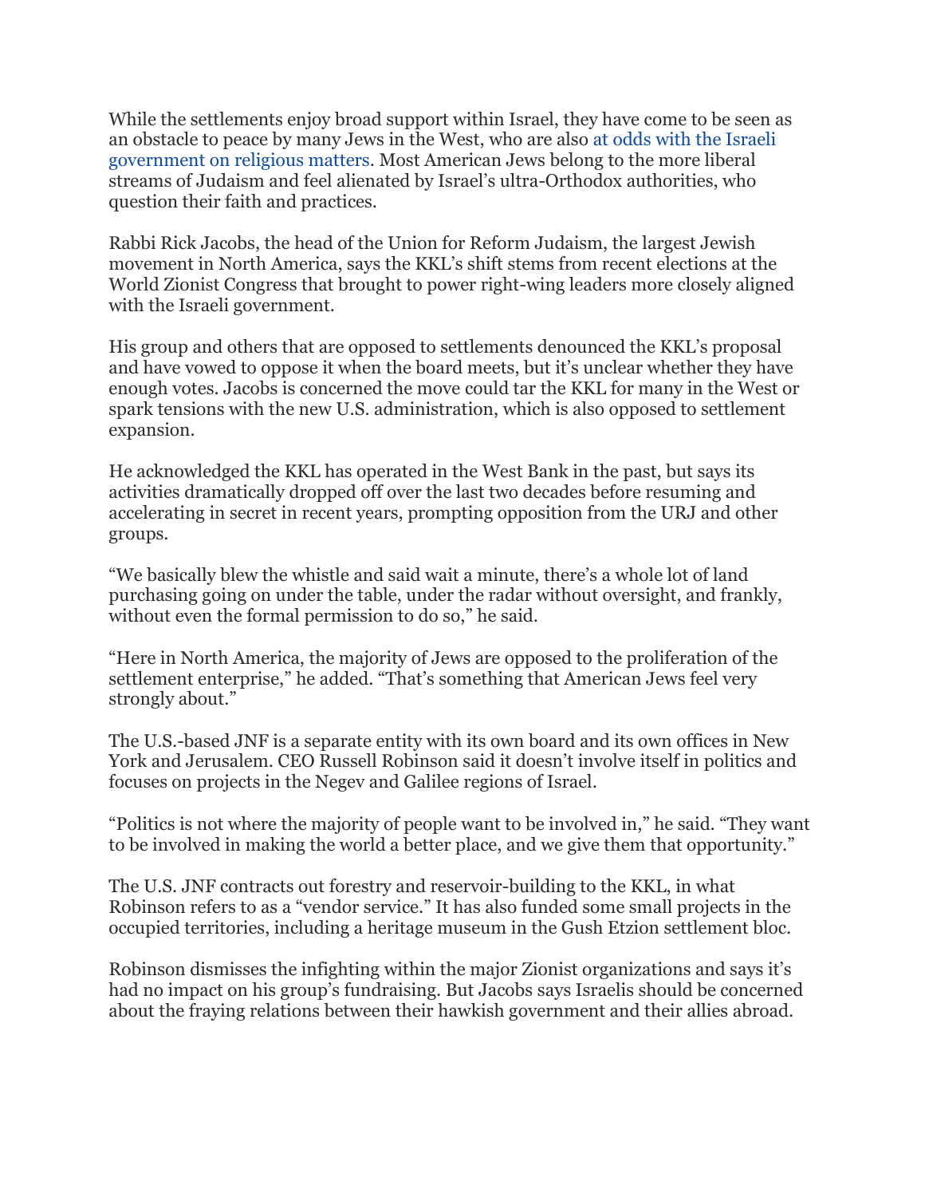While the settlements enjoy broad support within Israel, they have come to be seen as an obstacle to peace by many Jews in the West, who are also at odds with the Israeli government on religious matters. Most American Jews belong to the more liberal streams of Judaism and feel alienated by Israel's ultra-Orthodox authorities, who question their faith and practices.

Rabbi Rick Jacobs, the head of the Union for Reform Judaism, the largest Jewish movement in North America, says the KKL's shift stems from recent elections at the World Zionist Congress that brought to power right-wing leaders more closely aligned with the Israeli government.

His group and others that are opposed to settlements denounced the KKL's proposal and have vowed to oppose it when the board meets, but it's unclear whether they have enough votes. Jacobs is concerned the move could tar the KKL for many in the West or spark tensions with the new U.S. administration, which is also opposed to settlement expansion.

He acknowledged the KKL has operated in the West Bank in the past, but says its activities dramatically dropped off over the last two decades before resuming and accelerating in secret in recent years, prompting opposition from the URJ and other groups.

"We basically blew the whistle and said wait a minute, there's a whole lot of land purchasing going on under the table, under the radar without oversight, and frankly, without even the formal permission to do so," he said.

"Here in North America, the majority of Jews are opposed to the proliferation of the settlement enterprise," he added. "That's something that American Jews feel very strongly about."

The U.S.-based JNF is a separate entity with its own board and its own offices in New York and Jerusalem. CEO Russell Robinson said it doesn't involve itself in politics and focuses on projects in the Negev and Galilee regions of Israel.

"Politics is not where the majority of people want to be involved in," he said. "They want to be involved in making the world a better place, and we give them that opportunity."

The U.S. JNF contracts out forestry and reservoir-building to the KKL, in what Robinson refers to as a "vendor service." It has also funded some small projects in the occupied territories, including a heritage museum in the Gush Etzion settlement bloc.

Robinson dismisses the infighting within the major Zionist organizations and says it's had no impact on his group's fundraising. But Jacobs says Israelis should be concerned about the fraying relations between their hawkish government and their allies abroad.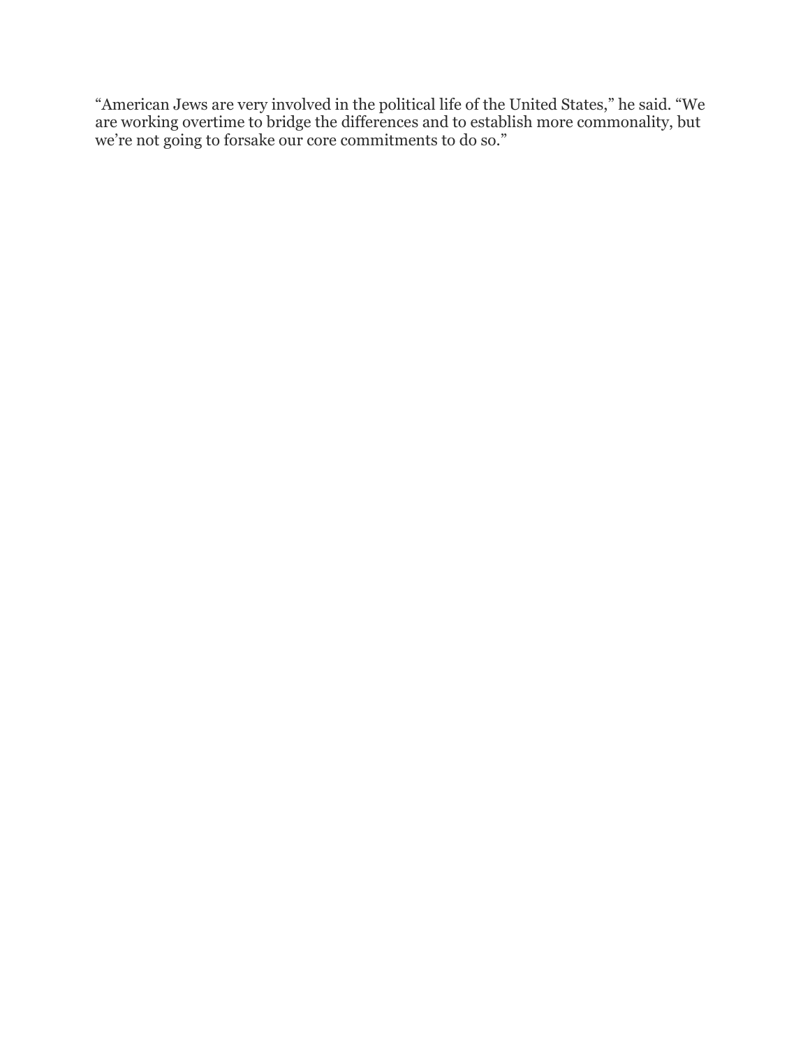“American Jews are very involved in the political life of the United States,” he said. “We are working overtime to bridge the differences and to establish more commonality, but we’re not going to forsake our core commitments to do so.”